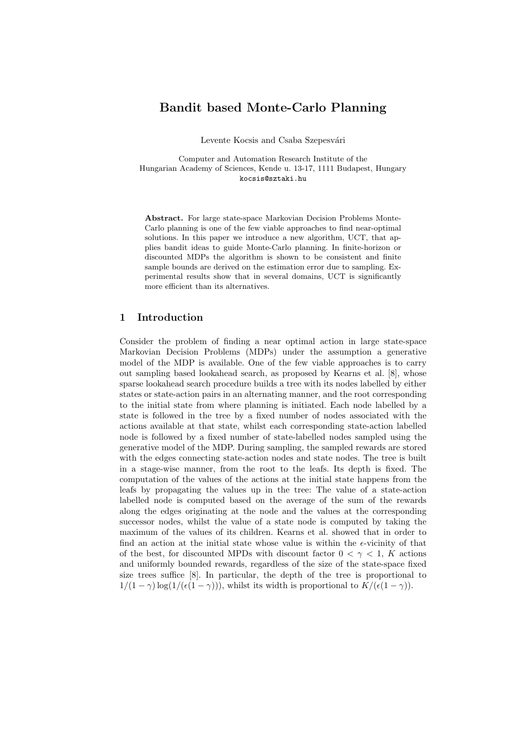# Bandit based Monte-Carlo Planning

Levente Kocsis and Csaba Szepesvári

Computer and Automation Research Institute of the
Hungarian Academy of Sciences, Kende u. 13-17, 1111 Budapest, Hungary
kocsis@sztaki.hu

**Abstract.** For large state-space Markovian Decision Problems Monte-Carlo planning is one of the few viable approaches to find near-optimal solutions. In this paper we introduce a new algorithm, UCT, that applies bandit ideas to guide Monte-Carlo planning. In finite-horizon or discounted MDPs the algorithm is shown to be consistent and finite sample bounds are derived on the estimation error due to sampling. Experimental results show that in several domains, UCT is significantly more efficient than its alternatives.

## 1 Introduction

Consider the problem of finding a near optimal action in large state-space Markovian Decision Problems (MDPs) under the assumption a generative model of the MDP is available. One of the few viable approaches is to carry out sampling based lookahead search, as proposed by Kearns et al. [8], whose sparse lookahead search procedure builds a tree with its nodes labelled by either states or state-action pairs in an alternating manner, and the root corresponding to the initial state from where planning is initiated. Each node labelled by a state is followed in the tree by a fixed number of nodes associated with the actions available at that state, whilst each corresponding state-action labelled node is followed by a fixed number of state-labelled nodes sampled using the generative model of the MDP. During sampling, the sampled rewards are stored with the edges connecting state-action nodes and state nodes. The tree is built in a stage-wise manner, from the root to the leafs. Its depth is fixed. The computation of the values of the actions at the initial state happens from the leafs by propagating the values up in the tree: The value of a state-action labelled node is computed based on the average of the sum of the rewards along the edges originating at the node and the values at the corresponding successor nodes, whilst the value of a state node is computed by taking the maximum of the values of its children. Kearns et al. showed that in order to find an action at the initial state whose value is within the $\epsilon$-vicinity of that of the best, for discounted MPDs with discount factor $0 < \gamma < 1$, $K$ actions and uniformly bounded rewards, regardless of the size of the state-space fixed size trees suffice [8]. In particular, the depth of the tree is proportional to $1/(1-\gamma)\log(1/(\epsilon(1-\gamma)))$, whilst its width is proportional to $K/(\epsilon(1-\gamma))$.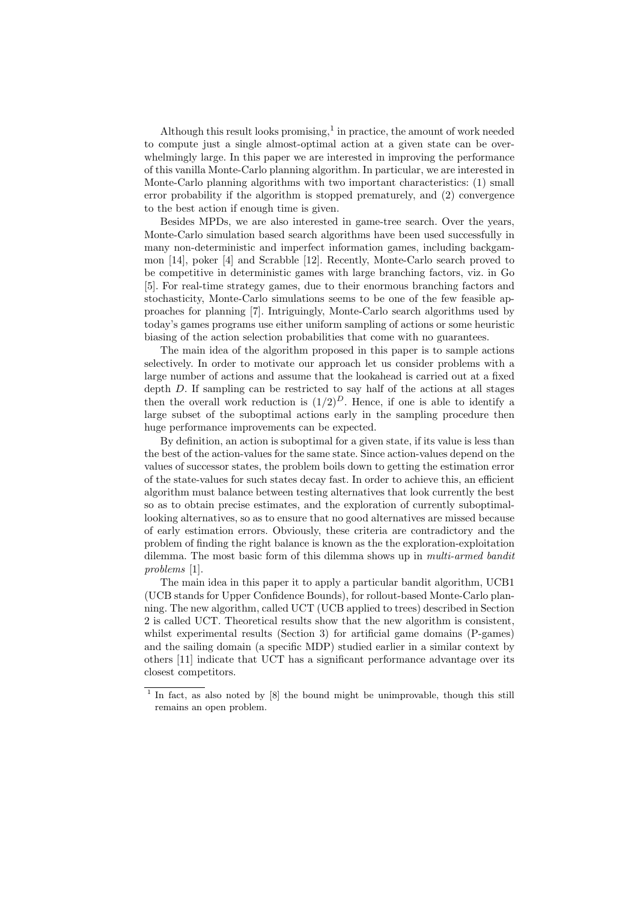Although this result looks promising,[1] in practice, the amount of work needed to compute just a single almost-optimal action at a given state can be overwhelmingly large. In this paper we are interested in improving the performance of this vanilla Monte-Carlo planning algorithm. In particular, we are interested in Monte-Carlo planning algorithms with two important characteristics: (1) small error probability if the algorithm is stopped prematurely, and (2) convergence to the best action if enough time is given.

Besides MPDs, we are also interested in game-tree search. Over the years, Monte-Carlo simulation based search algorithms have been used successfully in many non-deterministic and imperfect information games, including backgammon [14], poker [4] and Scrabble [12]. Recently, Monte-Carlo search proved to be competitive in deterministic games with large branching factors, viz. in Go [5]. For real-time strategy games, due to their enormous branching factors and stochasticity, Monte-Carlo simulations seems to be one of the few feasible approaches for planning [7]. Intriguingly, Monte-Carlo search algorithms used by today's games programs use either uniform sampling of actions or some heuristic biasing of the action selection probabilities that come with no guarantees.

The main idea of the algorithm proposed in this paper is to sample actions selectively. In order to motivate our approach let us consider problems with a large number of actions and assume that the lookahead is carried out at a fixed depth $D$. If sampling can be restricted to say half of the actions at all stages then the overall work reduction is $(1/2)^D$. Hence, if one is able to identify a large subset of the suboptimal actions early in the sampling procedure then huge performance improvements can be expected.

By definition, an action is suboptimal for a given state, if its value is less than the best of the action-values for the same state. Since action-values depend on the values of successor states, the problem boils down to getting the estimation error of the state-values for such states decay fast. In order to achieve this, an efficient algorithm must balance between testing alternatives that look currently the best so as to obtain precise estimates, and the exploration of currently suboptimal-looking alternatives, so as to ensure that no good alternatives are missed because of early estimation errors. Obviously, these criteria are contradictory and the problem of finding the right balance is known as the the exploration-exploitation dilemma. The most basic form of this dilemma shows up in *multi-armed bandit problems* [1].

The main idea in this paper it to apply a particular bandit algorithm, UCB1 (UCB stands for Upper Confidence Bounds), for rollout-based Monte-Carlo planning. The new algorithm, called UCT (UCB applied to trees) described in Section 2 is called UCT. Theoretical results show that the new algorithm is consistent, whilst experimental results (Section 3) for artificial game domains (P-games) and the sailing domain (a specific MDP) studied earlier in a similar context by others [11] indicate that UCT has a significant performance advantage over its closest competitors.

[1] In fact, as also noted by [8] the bound might be unimprovable, though this still remains an open problem.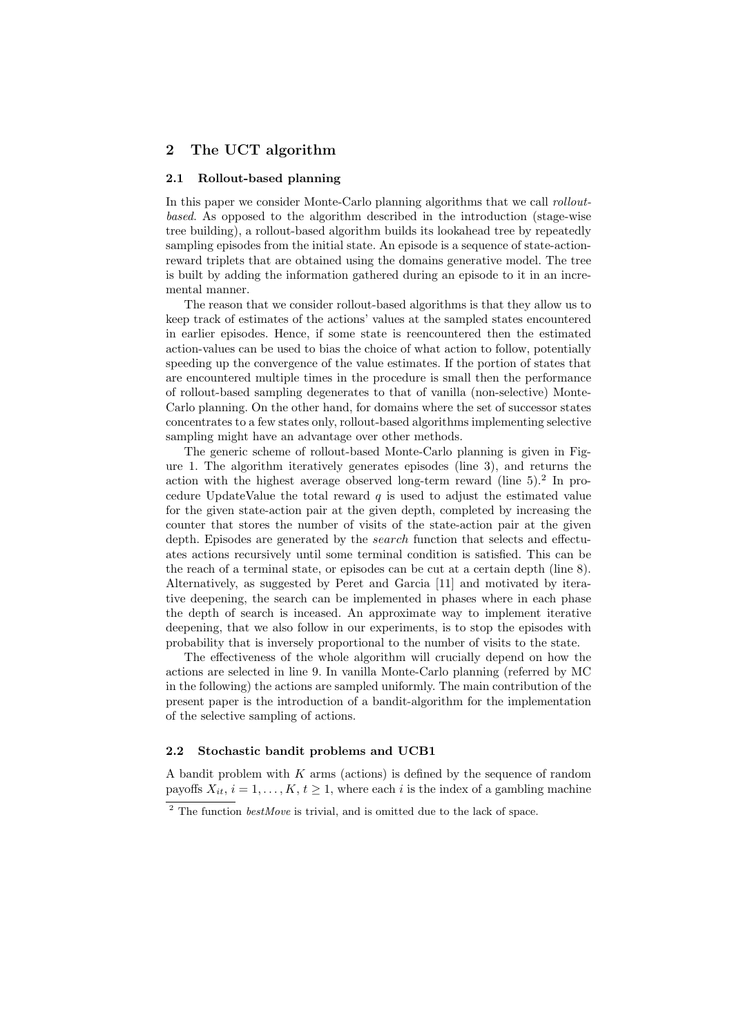## 2 The UCT algorithm

### 2.1 Rollout-based planning

In this paper we consider Monte-Carlo planning algorithms that we call *rollout-based*. As opposed to the algorithm described in the introduction (stage-wise tree building), a rollout-based algorithm builds its lookahead tree by repeatedly sampling episodes from the initial state. An episode is a sequence of state-action-reward triplets that are obtained using the domains generative model. The tree is built by adding the information gathered during an episode to it in an incremental manner.

The reason that we consider rollout-based algorithms is that they allow us to keep track of estimates of the actions' values at the sampled states encountered in earlier episodes. Hence, if some state is reencountered then the estimated action-values can be used to bias the choice of what action to follow, potentially speeding up the convergence of the value estimates. If the portion of states that are encountered multiple times in the procedure is small then the performance of rollout-based sampling degenerates to that of vanilla (non-selective) Monte-Carlo planning. On the other hand, for domains where the set of successor states concentrates to a few states only, rollout-based algorithms implementing selective sampling might have an advantage over other methods.

The generic scheme of rollout-based Monte-Carlo planning is given in Figure 1. The algorithm iteratively generates episodes (line 3), and returns the action with the highest average observed long-term reward (line 5).[2] In procedure UpdateValue the total reward $q$ is used to adjust the estimated value for the given state-action pair at the given depth, completed by increasing the counter that stores the number of visits of the state-action pair at the given depth. Episodes are generated by the *search* function that selects and effectuates actions recursively until some terminal condition is satisfied. This can be the reach of a terminal state, or episodes can be cut at a certain depth (line 8). Alternatively, as suggested by Peret and Garcia [11] and motivated by iterative deepening, the search can be implemented in phases where in each phase the depth of search is inceased. An approximate way to implement iterative deepening, that we also follow in our experiments, is to stop the episodes with probability that is inversely proportional to the number of visits to the state.

The effectiveness of the whole algorithm will crucially depend on how the actions are selected in line 9. In vanilla Monte-Carlo planning (referred by MC in the following) the actions are sampled uniformly. The main contribution of the present paper is the introduction of a bandit-algorithm for the implementation of the selective sampling of actions.

### 2.2 Stochastic bandit problems and UCB1

A bandit problem with $K$ arms (actions) is defined by the sequence of random payoffs $X_{it}$, $i = 1, \ldots, K$, $t \geq 1$, where each $i$ is the index of a gambling machine

[2] The function *bestMove* is trivial, and is omitted due to the lack of space.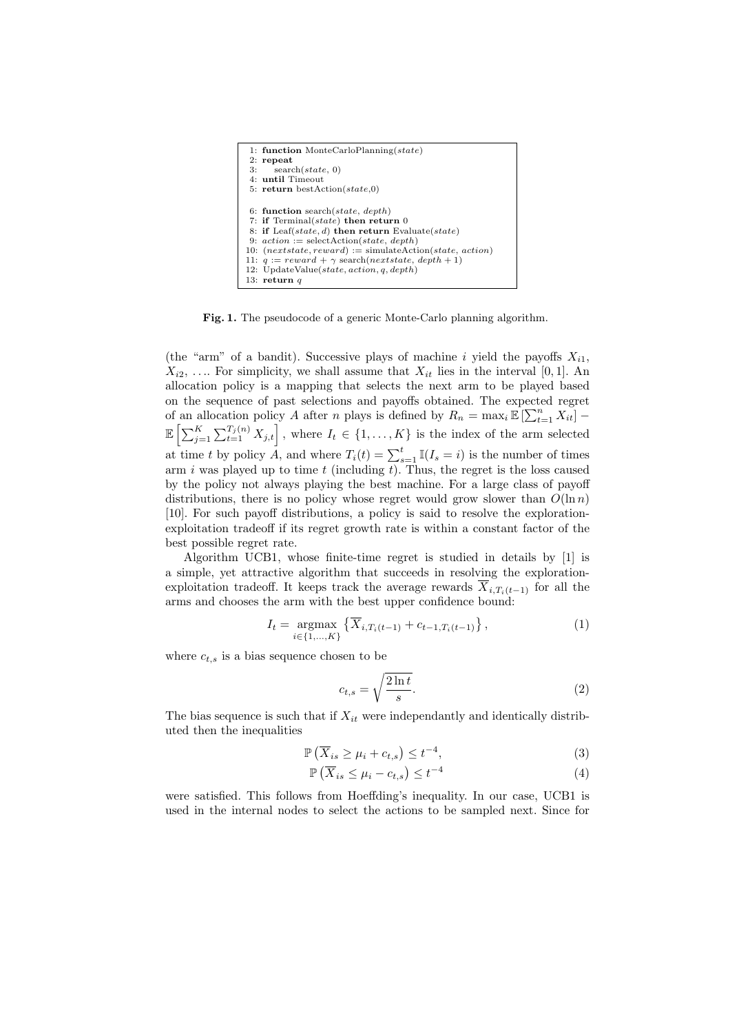```
1: function MonteCarloPlanning(state)
2: repeat
3:    search(state, 0)
4: until Timeout
5: return bestAction(state,0)

6: function search(state, depth)
7: if Terminal(state) then return 0
8: if Leaf(state, d) then return Evaluate(state)
9: action := selectAction(state, depth)
10: (nextstate, reward) := simulateAction(state, action)
11: q := reward + γ search(nextstate, depth + 1)
12: UpdateValue(state, action, q, depth)
13: return q
```

**Fig. 1.** The pseudocode of a generic Monte-Carlo planning algorithm.

(the "arm" of a bandit). Successive plays of machine $i$ yield the payoffs $X_{i1}$, $X_{i2}$, .... For simplicity, we shall assume that $X_{it}$ lies in the interval $[0, 1]$. An allocation policy is a mapping that selects the next arm to be played based on the sequence of past selections and payoffs obtained. The expected regret of an allocation policy $A$ after $n$ plays is defined by $R_n = \max_i \mathbb{E}\left[\sum_{t=1}^{n} X_{it}\right] - \mathbb{E}\left[\sum_{j=1}^{K} \sum_{t=1}^{T_j(n)} X_{j,t}\right]$, where $I_t \in \{1, \ldots, K\}$ is the index of the arm selected at time $t$ by policy $A$, and where $T_i(t) = \sum_{s=1}^{t} \mathbb{I}(I_s = i)$ is the number of times arm $i$ was played up to time $t$ (including $t$). Thus, the regret is the loss caused by the policy not always playing the best machine. For a large class of payoff distributions, there is no policy whose regret would grow slower than $O(\ln n)$ [10]. For such payoff distributions, a policy is said to resolve the exploration-exploitation tradeoff if its regret growth rate is within a constant factor of the best possible regret rate.

Algorithm UCB1, whose finite-time regret is studied in details by [1] is a simple, yet attractive algorithm that succeeds in resolving the exploration-exploitation tradeoff. It keeps track the average rewards $\overline{X}_{i,T_i(t-1)}$ for all the arms and chooses the arm with the best upper confidence bound:

$$I_t = \underset{i \in \{1,\ldots,K\}}{\operatorname{argmax}} \left\{ \overline{X}_{i,T_i(t-1)} + c_{t-1,T_i(t-1)} \right\}, \tag{1}$$

where $c_{t,s}$ is a bias sequence chosen to be

$$c_{t,s} = \sqrt{\frac{2 \ln t}{s}}. \tag{2}$$

The bias sequence is such that if $X_{it}$ were independantly and identically distributed then the inequalities

$$\mathbb{P}\left(\overline{X}_{is} \geq \mu_i + c_{t,s}\right) \leq t^{-4}, \tag{3}$$

$$\mathbb{P}\left(\overline{X}_{is} \leq \mu_i - c_{t,s}\right) \leq t^{-4} \tag{4}$$

were satisfied. This follows from Hoeffding's inequality. In our case, UCB1 is used in the internal nodes to select the actions to be sampled next. Since for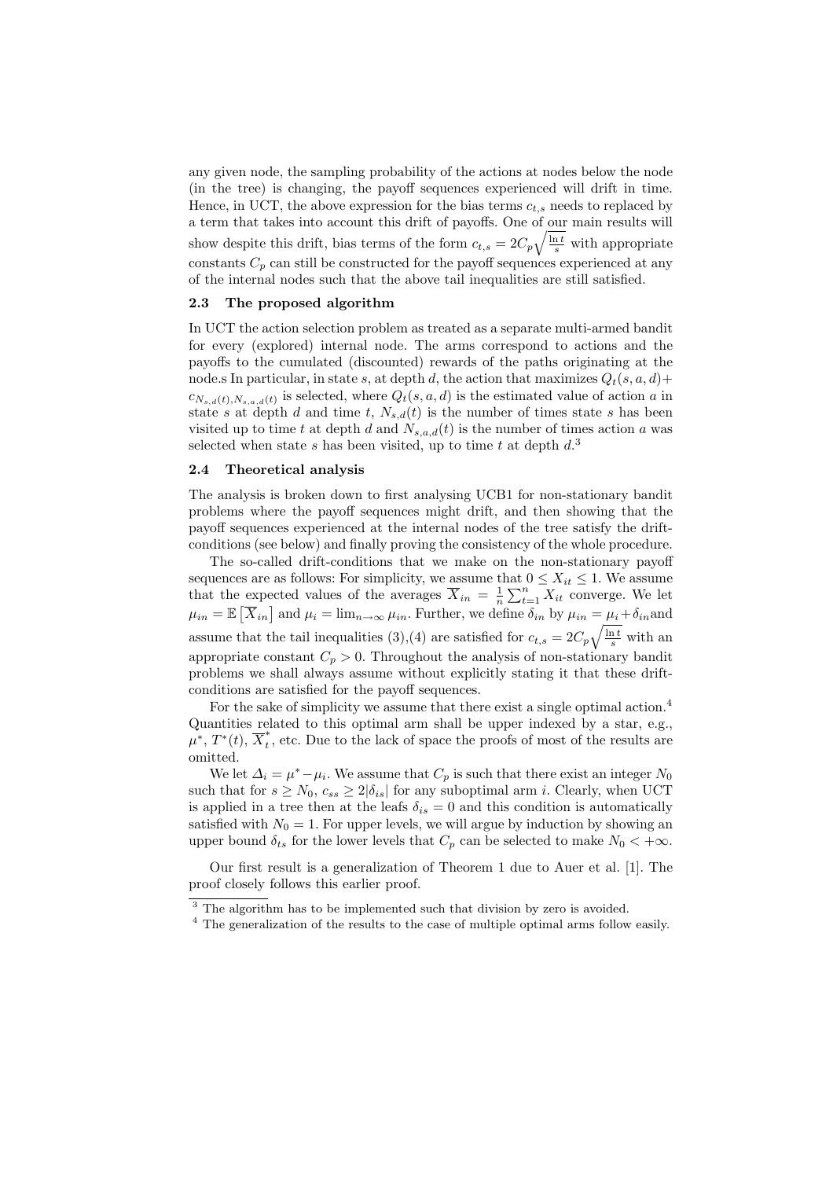any given node, the sampling probability of the actions at nodes below the node (in the tree) is changing, the payoff sequences experienced will drift in time. Hence, in UCT, the above expression for the bias terms $c_{t,s}$ needs to replaced by a term that takes into account this drift of payoffs. One of our main results will show despite this drift, bias terms of the form $c_{t,s} = 2C_p\sqrt{\frac{\ln t}{s}}$ with appropriate constants $C_p$ can still be constructed for the payoff sequences experienced at any of the internal nodes such that the above tail inequalities are still satisfied.

### 2.3 The proposed algorithm

In UCT the action selection problem as treated as a separate multi-armed bandit for every (explored) internal node. The arms correspond to actions and the payoffs to the cumulated (discounted) rewards of the paths originating at the node.s In particular, in state $s$, at depth $d$, the action that maximizes $Q_t(s,a,d) + c_{N_{s,d}(t), N_{s,a,d}(t)}$ is selected, where $Q_t(s,a,d)$ is the estimated value of action $a$ in state $s$ at depth $d$ and time $t$, $N_{s,d}(t)$ is the number of times state $s$ has been visited up to time $t$ at depth $d$ and $N_{s,a,d}(t)$ is the number of times action $a$ was selected when state $s$ has been visited, up to time $t$ at depth $d$.[3]

### 2.4 Theoretical analysis

The analysis is broken down to first analysing UCB1 for non-stationary bandit problems where the payoff sequences might drift, and then showing that the payoff sequences experienced at the internal nodes of the tree satisfy the drift-conditions (see below) and finally proving the consistency of the whole procedure.

The so-called drift-conditions that we make on the non-stationary payoff sequences are as follows: For simplicity, we assume that $0 \le X_{it} \le 1$. We assume that the expected values of the averages $\overline{X}_{in} = \frac{1}{n}\sum_{t=1}^{n} X_{it}$ converge. We let $\mu_{in} = \mathbb{E}\left[\overline{X}_{in}\right]$ and $\mu_i = \lim_{n\to\infty} \mu_{in}$. Further, we define $\delta_{in}$ by $\mu_{in} = \mu_i + \delta_{in}$and assume that the tail inequalities (3),(4) are satisfied for $c_{t,s} = 2C_p\sqrt{\frac{\ln t}{s}}$ with an appropriate constant $C_p > 0$. Throughout the analysis of non-stationary bandit problems we shall always assume without explicitly stating it that these drift-conditions are satisfied for the payoff sequences.

For the sake of simplicity we assume that there exist a single optimal action.[4] Quantities related to this optimal arm shall be upper indexed by a star, e.g., $\mu^*$, $T^*(t)$, $\overline{X}_t^*$, etc. Due to the lack of space the proofs of most of the results are omitted.

We let $\Delta_i = \mu^* - \mu_i$. We assume that $C_p$ is such that there exist an integer $N_0$ such that for $s \ge N_0$, $c_{ss} \ge 2|\delta_{is}|$ for any suboptimal arm $i$. Clearly, when UCT is applied in a tree then at the leafs $\delta_{is} = 0$ and this condition is automatically satisfied with $N_0 = 1$. For upper levels, we will argue by induction by showing an upper bound $\delta_{ts}$ for the lower levels that $C_p$ can be selected to make $N_0 < +\infty$.

Our first result is a generalization of Theorem 1 due to Auer et al. [1]. The proof closely follows this earlier proof.

[3] The algorithm has to be implemented such that division by zero is avoided.

[4] The generalization of the results to the case of multiple optimal arms follow easily.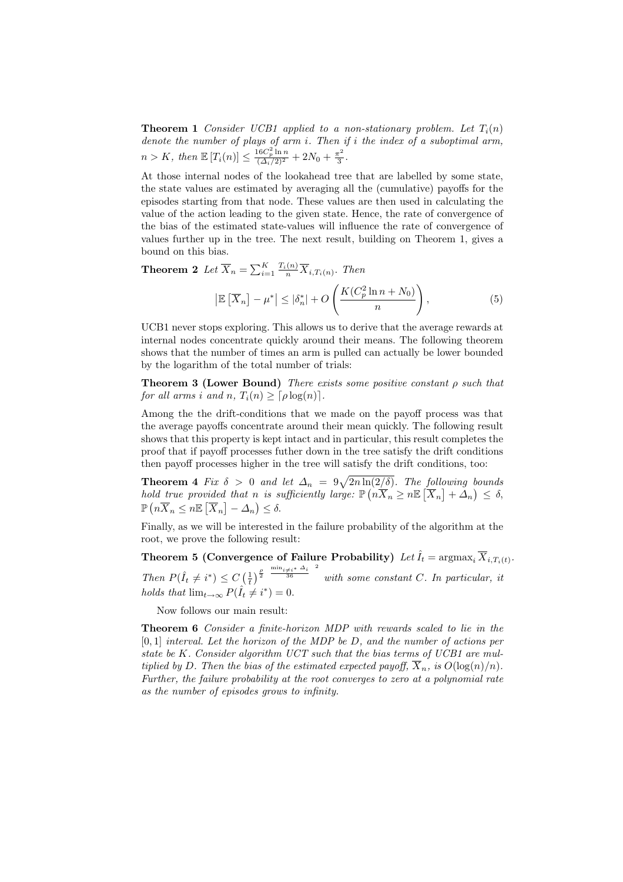**Theorem 1** *Consider UCB1 applied to a non-stationary problem. Let $T_i(n)$ denote the number of plays of arm $i$. Then if $i$ the index of a suboptimal arm, $n > K$, then $\mathbb{E}[T_i(n)] \leq \frac{16 C_p^2 \ln n}{(\Delta_i/2)^2} + 2N_0 + \frac{\pi^2}{3}$.*

At those internal nodes of the lookahead tree that are labelled by some state, the state values are estimated by averaging all the (cumulative) payoffs for the episodes starting from that node. These values are then used in calculating the value of the action leading to the given state. Hence, the rate of convergence of the bias of the estimated state-values will influence the rate of convergence of values further up in the tree. The next result, building on Theorem 1, gives a bound on this bias.

**Theorem 2** *Let $\overline{X}_n = \sum_{i=1}^{K} \frac{T_i(n)}{n} \overline{X}_{i,T_i(n)}$. Then*

$$\left|\mathbb{E}\left[\overline{X}_n\right] - \mu^*\right| \leq |\delta_n^*| + O\left(\frac{K(C_p^2 \ln n + N_0)}{n}\right), \tag{5}$$

UCB1 never stops exploring. This allows us to derive that the average rewards at internal nodes concentrate quickly around their means. The following theorem shows that the number of times an arm is pulled can actually be lower bounded by the logarithm of the total number of trials:

**Theorem 3 (Lower Bound)** *There exists some positive constant $\rho$ such that for all arms $i$ and $n$, $T_i(n) \geq \lceil \rho \log(n) \rceil$.*

Among the the drift-conditions that we made on the payoff process was that the average payoffs concentrate around their mean quickly. The following result shows that this property is kept intact and in particular, this result completes the proof that if payoff processes futher down in the tree satisfy the drift conditions then payoff processes higher in the tree will satisfy the drift conditions, too:

**Theorem 4** *Fix $\delta > 0$ and let $\Delta_n = 9\sqrt{2n \ln(2/\delta)}$. The following bounds hold true provided that $n$ is sufficiently large: $\mathbb{P}\left(n\overline{X}_n \geq n\mathbb{E}\left[\overline{X}_n\right] + \Delta_n\right) \leq \delta$, $\mathbb{P}\left(n\overline{X}_n \leq n\mathbb{E}\left[\overline{X}_n\right] - \Delta_n\right) \leq \delta$.*

Finally, as we will be interested in the failure probability of the algorithm at the root, we prove the following result:

**Theorem 5 (Convergence of Failure Probability)** *Let $\hat{I}_t = \operatorname{argmax}_i \overline{X}_{i,T_i(t)}$. Then $P(\hat{I}_t \neq i^*) \leq C \left(\frac{1}{t}\right)^{\frac{\rho}{2}\left(\frac{\min_{i \neq i^*} \Delta_i}{36}\right)^2}$ with some constant $C$. In particular, it holds that $\lim_{t \to \infty} P(\hat{I}_t \neq i^*) = 0$.*

Now follows our main result:

**Theorem 6** *Consider a finite-horizon MDP with rewards scaled to lie in the $[0, 1]$ interval. Let the horizon of the MDP be $D$, and the number of actions per state be $K$. Consider algorithm UCT such that the bias terms of UCB1 are multiplied by $D$. Then the bias of the estimated expected payoff, $\overline{X}_n$, is $O(\log(n)/n)$. Further, the failure probability at the root converges to zero at a polynomial rate as the number of episodes grows to infinity.*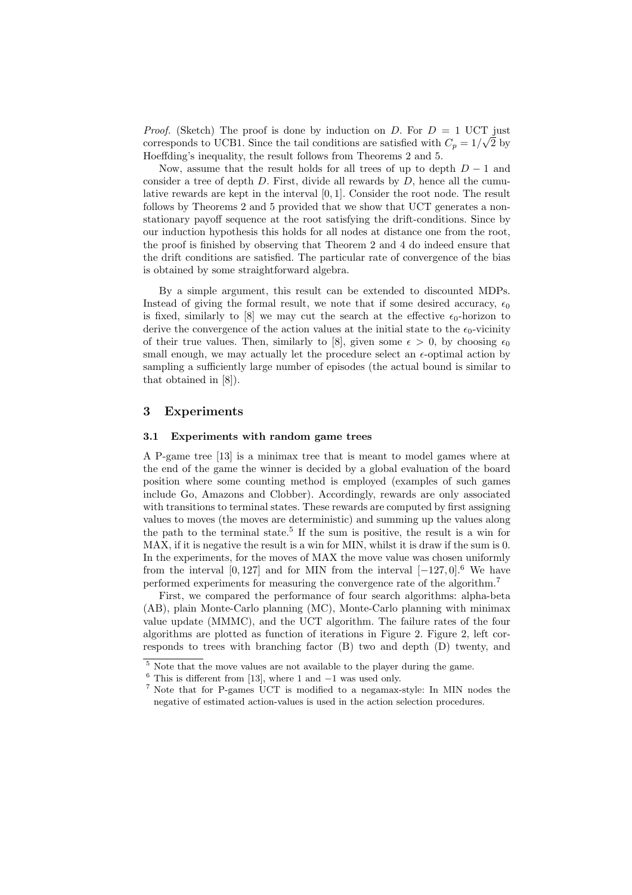*Proof.* (Sketch) The proof is done by induction on $D$. For $D = 1$ UCT just corresponds to UCB1. Since the tail conditions are satisfied with $C_p = 1/\sqrt{2}$ by Hoeffding's inequality, the result follows from Theorems 2 and 5.

Now, assume that the result holds for all trees of up to depth $D - 1$ and consider a tree of depth $D$. First, divide all rewards by $D$, hence all the cumulative rewards are kept in the interval $[0, 1]$. Consider the root node. The result follows by Theorems 2 and 5 provided that we show that UCT generates a non-stationary payoff sequence at the root satisfying the drift-conditions. Since by our induction hypothesis this holds for all nodes at distance one from the root, the proof is finished by observing that Theorem 2 and 4 do indeed ensure that the drift conditions are satisfied. The particular rate of convergence of the bias is obtained by some straightforward algebra.

By a simple argument, this result can be extended to discounted MDPs. Instead of giving the formal result, we note that if some desired accuracy, $\epsilon_0$ is fixed, similarly to [8] we may cut the search at the effective $\epsilon_0$-horizon to derive the convergence of the action values at the initial state to the $\epsilon_0$-vicinity of their true values. Then, similarly to [8], given some $\epsilon > 0$, by choosing $\epsilon_0$ small enough, we may actually let the procedure select an $\epsilon$-optimal action by sampling a sufficiently large number of episodes (the actual bound is similar to that obtained in [8]).

## 3 Experiments

### 3.1 Experiments with random game trees

A P-game tree [13] is a minimax tree that is meant to model games where at the end of the game the winner is decided by a global evaluation of the board position where some counting method is employed (examples of such games include Go, Amazons and Clobber). Accordingly, rewards are only associated with transitions to terminal states. These rewards are computed by first assigning values to moves (the moves are deterministic) and summing up the values along the path to the terminal state.[5] If the sum is positive, the result is a win for MAX, if it is negative the result is a win for MIN, whilst it is draw if the sum is 0. In the experiments, for the moves of MAX the move value was chosen uniformly from the interval $[0, 127]$ and for MIN from the interval $[-127, 0]$.[6] We have performed experiments for measuring the convergence rate of the algorithm.[7]

First, we compared the performance of four search algorithms: alpha-beta (AB), plain Monte-Carlo planning (MC), Monte-Carlo planning with minimax value update (MMMC), and the UCT algorithm. The failure rates of the four algorithms are plotted as function of iterations in Figure 2. Figure 2, left corresponds to trees with branching factor (B) two and depth (D) twenty, and

---

[5] Note that the move values are not available to the player during the game.

[6] This is different from [13], where 1 and $-1$ was used only.

[7] Note that for P-games UCT is modified to a negamax-style: In MIN nodes the negative of estimated action-values is used in the action selection procedures.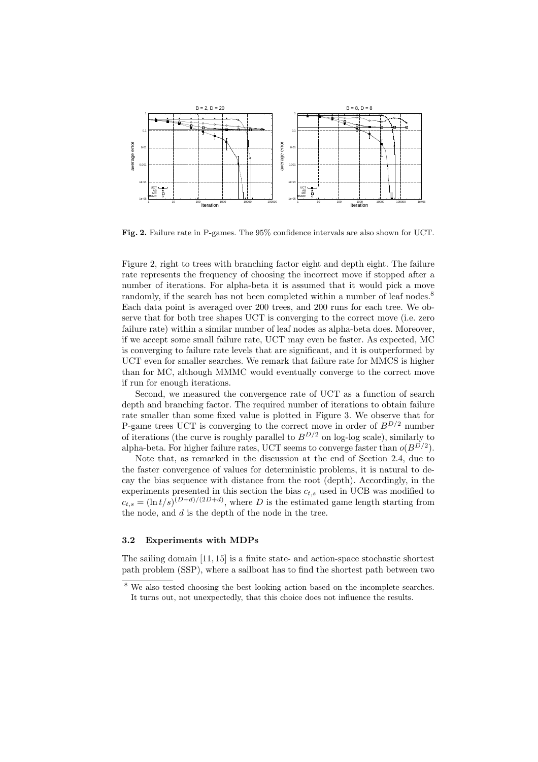**Fig. 2.** Failure rate in P-games. The 95% confidence intervals are also shown for UCT.

Figure 2, right to trees with branching factor eight and depth eight. The failure rate represents the frequency of choosing the incorrect move if stopped after a number of iterations. For alpha-beta it is assumed that it would pick a move randomly, if the search has not been completed within a number of leaf nodes.[8] Each data point is averaged over 200 trees, and 200 runs for each tree. We observe that for both tree shapes UCT is converging to the correct move (i.e. zero failure rate) within a similar number of leaf nodes as alpha-beta does. Moreover, if we accept some small failure rate, UCT may even be faster. As expected, MC is converging to failure rate levels that are significant, and it is outperformed by UCT even for smaller searches. We remark that failure rate for MMCS is higher than for MC, although MMMC would eventually converge to the correct move if run for enough iterations.

Second, we measured the convergence rate of UCT as a function of search depth and branching factor. The required number of iterations to obtain failure rate smaller than some fixed value is plotted in Figure 3. We observe that for P-game trees UCT is converging to the correct move in order of $B^{D/2}$ number of iterations (the curve is roughly parallel to $B^{D/2}$ on log-log scale), similarly to alpha-beta. For higher failure rates, UCT seems to converge faster than $o(B^{D/2})$.

Note that, as remarked in the discussion at the end of Section 2.4, due to the faster convergence of values for deterministic problems, it is natural to decay the bias sequence with distance from the root (depth). Accordingly, in the experiments presented in this section the bias $c_{t,s}$ used in UCB was modified to $c_{t,s} = (\ln t/s)^{(D+d)/(2D+d)}$, where $D$ is the estimated game length starting from the node, and $d$ is the depth of the node in the tree.

### 3.2 Experiments with MDPs

The sailing domain [11, 15] is a finite state- and action-space stochastic shortest path problem (SSP), where a sailboat has to find the shortest path between two

[8] We also tested choosing the best looking action based on the incomplete searches. It turns out, not unexpectedly, that this choice does not influence the results.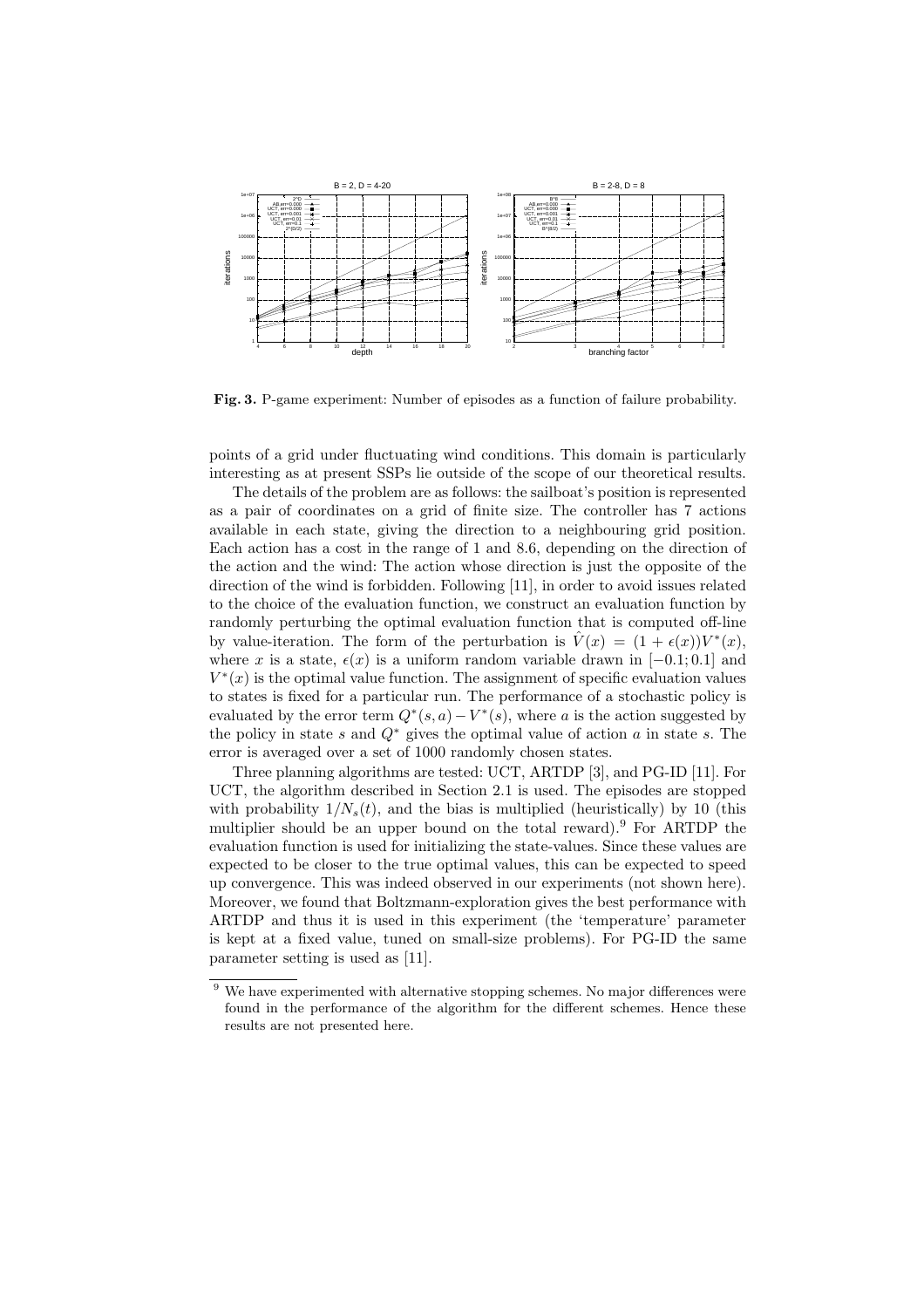**Fig. 3.** P-game experiment: Number of episodes as a function of failure probability.

points of a grid under fluctuating wind conditions. This domain is particularly interesting as at present SSPs lie outside of the scope of our theoretical results.

The details of the problem are as follows: the sailboat's position is represented as a pair of coordinates on a grid of finite size. The controller has 7 actions available in each state, giving the direction to a neighbouring grid position. Each action has a cost in the range of 1 and 8.6, depending on the direction of the action and the wind: The action whose direction is just the opposite of the direction of the wind is forbidden. Following [11], in order to avoid issues related to the choice of the evaluation function, we construct an evaluation function by randomly perturbing the optimal evaluation function that is computed off-line by value-iteration. The form of the perturbation is $\hat{V}(x) = (1 + \epsilon(x))V^*(x)$, where $x$ is a state, $\epsilon(x)$ is a uniform random variable drawn in $[-0.1; 0.1]$ and $V^*(x)$ is the optimal value function. The assignment of specific evaluation values to states is fixed for a particular run. The performance of a stochastic policy is evaluated by the error term $Q^*(s, a) - V^*(s)$, where $a$ is the action suggested by the policy in state $s$ and $Q^*$ gives the optimal value of action $a$ in state $s$. The error is averaged over a set of 1000 randomly chosen states.

Three planning algorithms are tested: UCT, ARTDP [3], and PG-ID [11]. For UCT, the algorithm described in Section 2.1 is used. The episodes are stopped with probability $1/N_s(t)$, and the bias is multiplied (heuristically) by 10 (this multiplier should be an upper bound on the total reward).[9] For ARTDP the evaluation function is used for initializing the state-values. Since these values are expected to be closer to the true optimal values, this can be expected to speed up convergence. This was indeed observed in our experiments (not shown here). Moreover, we found that Boltzmann-exploration gives the best performance with ARTDP and thus it is used in this experiment (the 'temperature' parameter is kept at a fixed value, tuned on small-size problems). For PG-ID the same parameter setting is used as [11].

[9] We have experimented with alternative stopping schemes. No major differences were found in the performance of the algorithm for the different schemes. Hence these results are not presented here.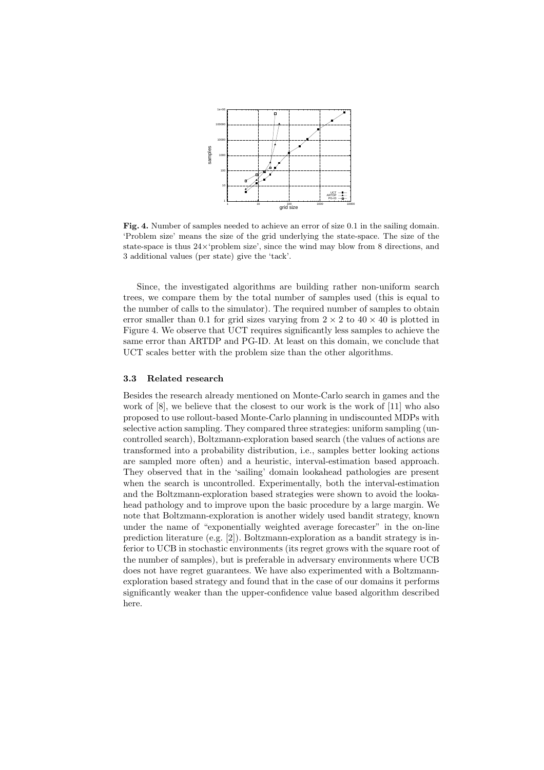**Fig. 4.** Number of samples needed to achieve an error of size 0.1 in the sailing domain. 'Problem size' means the size of the grid underlying the state-space. The size of the state-space is thus 24×'problem size', since the wind may blow from 8 directions, and 3 additional values (per state) give the 'tack'.

Since, the investigated algorithms are building rather non-uniform search trees, we compare them by the total number of samples used (this is equal to the number of calls to the simulator). The required number of samples to obtain error smaller than 0.1 for grid sizes varying from $2 \times 2$ to $40 \times 40$ is plotted in Figure 4. We observe that UCT requires significantly less samples to achieve the same error than ARTDP and PG-ID. At least on this domain, we conclude that UCT scales better with the problem size than the other algorithms.

### 3.3 Related research

Besides the research already mentioned on Monte-Carlo search in games and the work of [8], we believe that the closest to our work is the work of [11] who also proposed to use rollout-based Monte-Carlo planning in undiscounted MDPs with selective action sampling. They compared three strategies: uniform sampling (uncontrolled search), Boltzmann-exploration based search (the values of actions are transformed into a probability distribution, i.e., samples better looking actions are sampled more often) and a heuristic, interval-estimation based approach. They observed that in the 'sailing' domain lookahead pathologies are present when the search is uncontrolled. Experimentally, both the interval-estimation and the Boltzmann-exploration based strategies were shown to avoid the lookahead pathology and to improve upon the basic procedure by a large margin. We note that Boltzmann-exploration is another widely used bandit strategy, known under the name of "exponentially weighted average forecaster" in the on-line prediction literature (e.g. [2]). Boltzmann-exploration as a bandit strategy is inferior to UCB in stochastic environments (its regret grows with the square root of the number of samples), but is preferable in adversary environments where UCB does not have regret guarantees. We have also experimented with a Boltzmann-exploration based strategy and found that in the case of our domains it performs significantly weaker than the upper-confidence value based algorithm described here.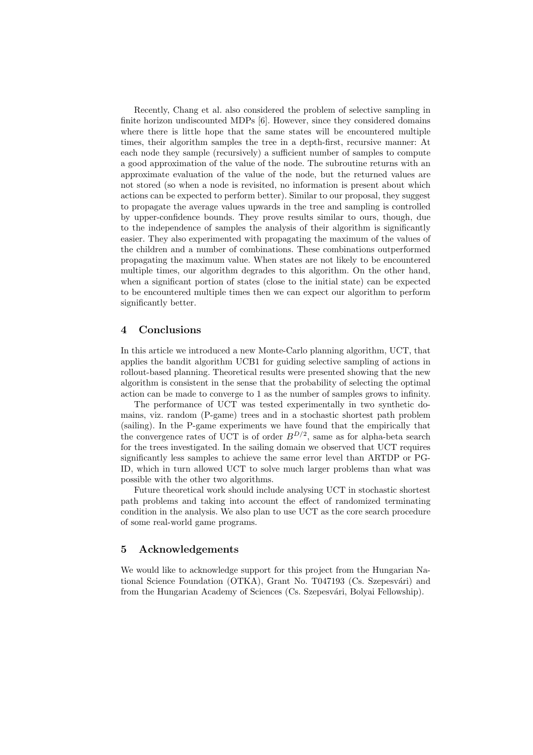Recently, Chang et al. also considered the problem of selective sampling in finite horizon undiscounted MDPs [6]. However, since they considered domains where there is little hope that the same states will be encountered multiple times, their algorithm samples the tree in a depth-first, recursive manner: At each node they sample (recursively) a sufficient number of samples to compute a good approximation of the value of the node. The subroutine returns with an approximate evaluation of the value of the node, but the returned values are not stored (so when a node is revisited, no information is present about which actions can be expected to perform better). Similar to our proposal, they suggest to propagate the average values upwards in the tree and sampling is controlled by upper-confidence bounds. They prove results similar to ours, though, due to the independence of samples the analysis of their algorithm is significantly easier. They also experimented with propagating the maximum of the values of the children and a number of combinations. These combinations outperformed propagating the maximum value. When states are not likely to be encountered multiple times, our algorithm degrades to this algorithm. On the other hand, when a significant portion of states (close to the initial state) can be expected to be encountered multiple times then we can expect our algorithm to perform significantly better.

## 4 Conclusions

In this article we introduced a new Monte-Carlo planning algorithm, UCT, that applies the bandit algorithm UCB1 for guiding selective sampling of actions in rollout-based planning. Theoretical results were presented showing that the new algorithm is consistent in the sense that the probability of selecting the optimal action can be made to converge to 1 as the number of samples grows to infinity.

The performance of UCT was tested experimentally in two synthetic domains, viz. random (P-game) trees and in a stochastic shortest path problem (sailing). In the P-game experiments we have found that the empirically that the convergence rates of UCT is of order $B^{D/2}$, same as for alpha-beta search for the trees investigated. In the sailing domain we observed that UCT requires significantly less samples to achieve the same error level than ARTDP or PG-ID, which in turn allowed UCT to solve much larger problems than what was possible with the other two algorithms.

Future theoretical work should include analysing UCT in stochastic shortest path problems and taking into account the effect of randomized terminating condition in the analysis. We also plan to use UCT as the core search procedure of some real-world game programs.

## 5 Acknowledgements

We would like to acknowledge support for this project from the Hungarian National Science Foundation (OTKA), Grant No. T047193 (Cs. Szepesvári) and from the Hungarian Academy of Sciences (Cs. Szepesvári, Bolyai Fellowship).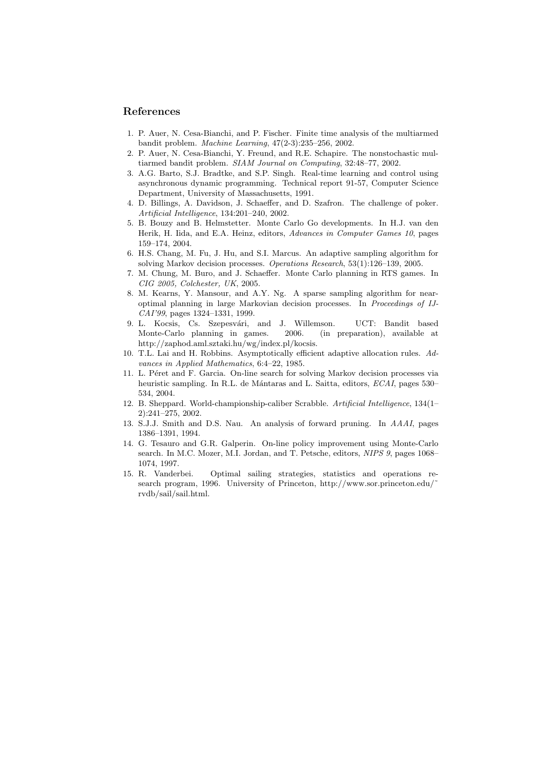## References

1. P. Auer, N. Cesa-Bianchi, and P. Fischer. Finite time analysis of the multiarmed bandit problem. *Machine Learning*, 47(2-3):235–256, 2002.
2. P. Auer, N. Cesa-Bianchi, Y. Freund, and R.E. Schapire. The nonstochastic multiarmed bandit problem. *SIAM Journal on Computing*, 32:48–77, 2002.
3. A.G. Barto, S.J. Bradtke, and S.P. Singh. Real-time learning and control using asynchronous dynamic programming. Technical report 91-57, Computer Science Department, University of Massachusetts, 1991.
4. D. Billings, A. Davidson, J. Schaeffer, and D. Szafron. The challenge of poker. *Artificial Intelligence*, 134:201–240, 2002.
5. B. Bouzy and B. Helmstetter. Monte Carlo Go developments. In H.J. van den Herik, H. Iida, and E.A. Heinz, editors, *Advances in Computer Games 10*, pages 159–174, 2004.
6. H.S. Chang, M. Fu, J. Hu, and S.I. Marcus. An adaptive sampling algorithm for solving Markov decision processes. *Operations Research*, 53(1):126–139, 2005.
7. M. Chung, M. Buro, and J. Schaeffer. Monte Carlo planning in RTS games. In *CIG 2005, Colchester, UK*, 2005.
8. M. Kearns, Y. Mansour, and A.Y. Ng. A sparse sampling algorithm for near-optimal planning in large Markovian decision processes. In *Proceedings of IJCAI'99*, pages 1324–1331, 1999.
9. L. Kocsis, Cs. Szepesvári, and J. Willemson. UCT: Bandit based Monte-Carlo planning in games. 2006. (in preparation), available at http://zaphod.aml.sztaki.hu/wg/index.pl/kocsis.
10. T.L. Lai and H. Robbins. Asymptotically efficient adaptive allocation rules. *Advances in Applied Mathematics*, 6:4–22, 1985.
11. L. Péret and F. Garcia. On-line search for solving Markov decision processes via heuristic sampling. In R.L. de Mántaras and L. Saitta, editors, *ECAI*, pages 530–534, 2004.
12. B. Sheppard. World-championship-caliber Scrabble. *Artificial Intelligence*, 134(1–2):241–275, 2002.
13. S.J.J. Smith and D.S. Nau. An analysis of forward pruning. In *AAAI*, pages 1386–1391, 1994.
14. G. Tesauro and G.R. Galperin. On-line policy improvement using Monte-Carlo search. In M.C. Mozer, M.I. Jordan, and T. Petsche, editors, *NIPS 9*, pages 1068–1074, 1997.
15. R. Vanderbei. Optimal sailing strategies, statistics and operations research program, 1996. University of Princeton, http://www.sor.princeton.edu/˜rvdb/sail/sail.html.